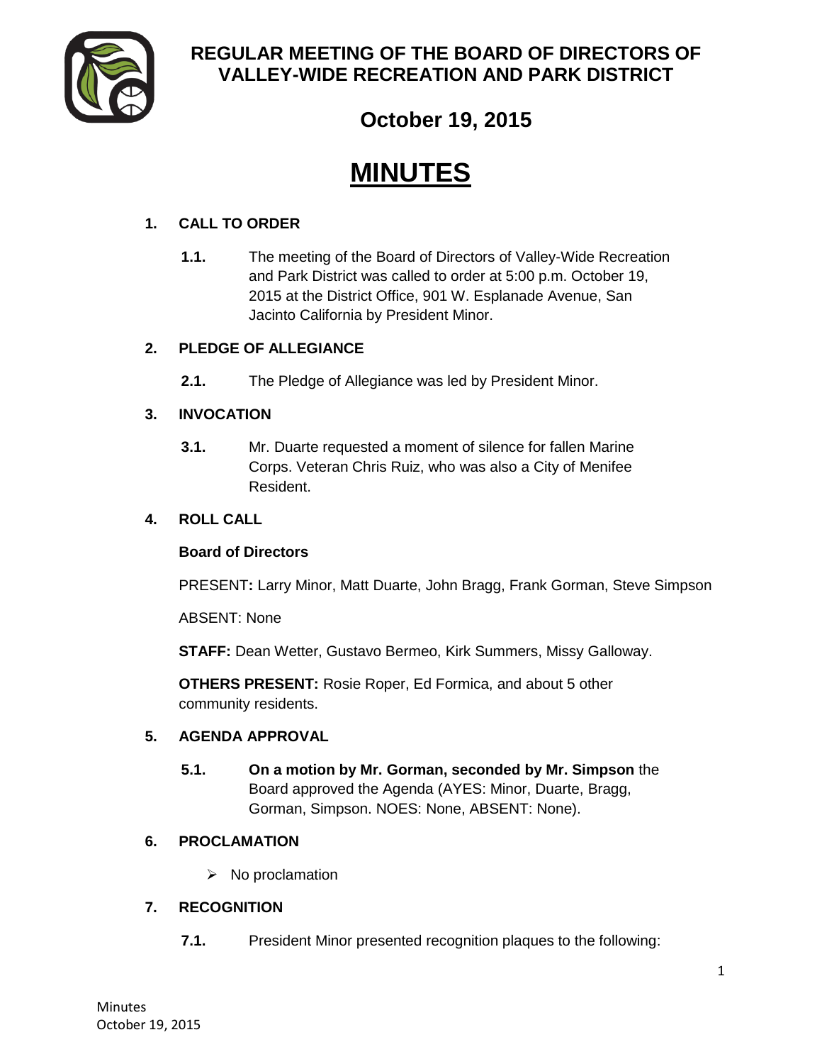# REGULAR MEETING OF THE BOARD OF DIRECTORS OF VALLEY-WIDE RECREATION AND PARK DISTRICT

## October 19, 2015

# MINUTES

**1. CALL TO ORDER**

**1.1.** The meeting of the Board of Directors of Valley-Wide Recreation and Park District was called to order at 5:00 p.m. October 19, 2015 at the District Office, 901 W. Esplanade Avenue, San Jacinto California by President Minor.

**2. PLEDGE OF ALLEGIANCE**

**2.1.** The Pledge of Allegiance was led by President Minor.

**3. INVOCATION**

**3.1.** Mr. Duarte requested a moment of silence for fallen Marine Corps. Veteran Chris Ruiz, who was also a City of Menifee Resident.

**4. ROLL CALL**

**Board of Directors**

PRESENT**:** Larry Minor, Matt Duarte, John Bragg, Frank Gorman, Steve Simpson

ABSENT: None

**STAFF:** Dean Wetter, Gustavo Bermeo, Kirk Summers, Missy Galloway.

**OTHERS PRESENT:** Rosie Roper, Ed Formica, and about 5 other community residents.

**5. AGENDA APPROVAL**

**5.1.** **On a motion by Mr. Gorman, seconded by Mr. Simpson** the Board approved the Agenda (AYES: Minor, Duarte, Bragg, Gorman, Simpson. NOES: None, ABSENT: None).

**6. PROCLAMATION**

- No proclamation

**7. RECOGNITION**

**7.1.** President Minor presented recognition plaques to the following: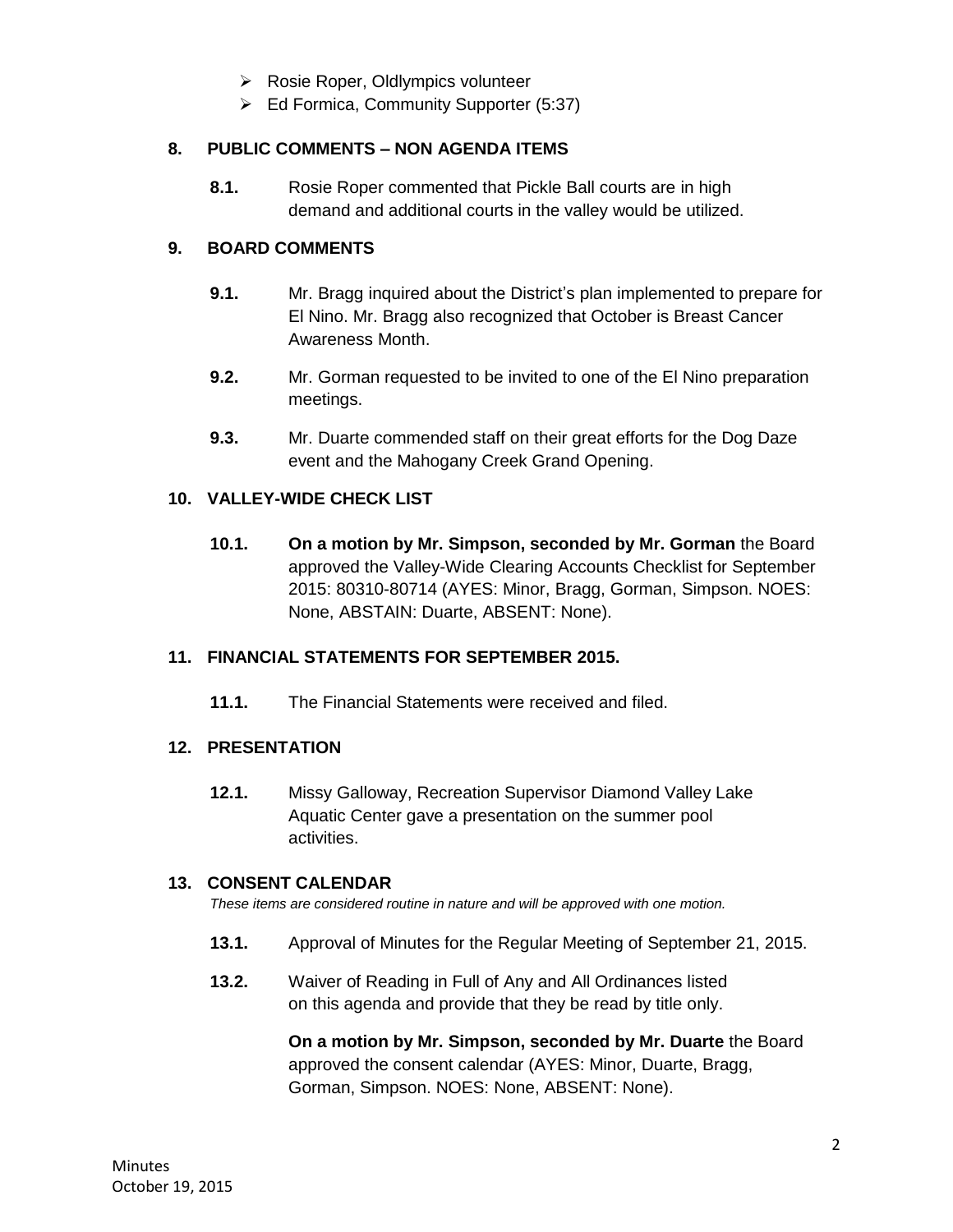- Rosie Roper, Oldlympics volunteer
- Ed Formica, Community Supporter (5:37)

## 8. PUBLIC COMMENTS – NON AGENDA ITEMS

**8.1.** Rosie Roper commented that Pickle Ball courts are in high demand and additional courts in the valley would be utilized.

## 9. BOARD COMMENTS

**9.1.** Mr. Bragg inquired about the District's plan implemented to prepare for El Nino. Mr. Bragg also recognized that October is Breast Cancer Awareness Month.

**9.2.** Mr. Gorman requested to be invited to one of the El Nino preparation meetings.

**9.3.** Mr. Duarte commended staff on their great efforts for the Dog Daze event and the Mahogany Creek Grand Opening.

## 10. VALLEY-WIDE CHECK LIST

**10.1.** **On a motion by Mr. Simpson, seconded by Mr. Gorman** the Board approved the Valley-Wide Clearing Accounts Checklist for September 2015: 80310-80714 (AYES: Minor, Bragg, Gorman, Simpson. NOES: None, ABSTAIN: Duarte, ABSENT: None).

## 11. FINANCIAL STATEMENTS FOR SEPTEMBER 2015.

**11.1.** The Financial Statements were received and filed.

## 12. PRESENTATION

**12.1.** Missy Galloway, Recreation Supervisor Diamond Valley Lake Aquatic Center gave a presentation on the summer pool activities.

## 13. CONSENT CALENDAR

*These items are considered routine in nature and will be approved with one motion.*

**13.1.** Approval of Minutes for the Regular Meeting of September 21, 2015.

**13.2.** Waiver of Reading in Full of Any and All Ordinances listed on this agenda and provide that they be read by title only.

**On a motion by Mr. Simpson, seconded by Mr. Duarte** the Board approved the consent calendar (AYES: Minor, Duarte, Bragg, Gorman, Simpson. NOES: None, ABSENT: None).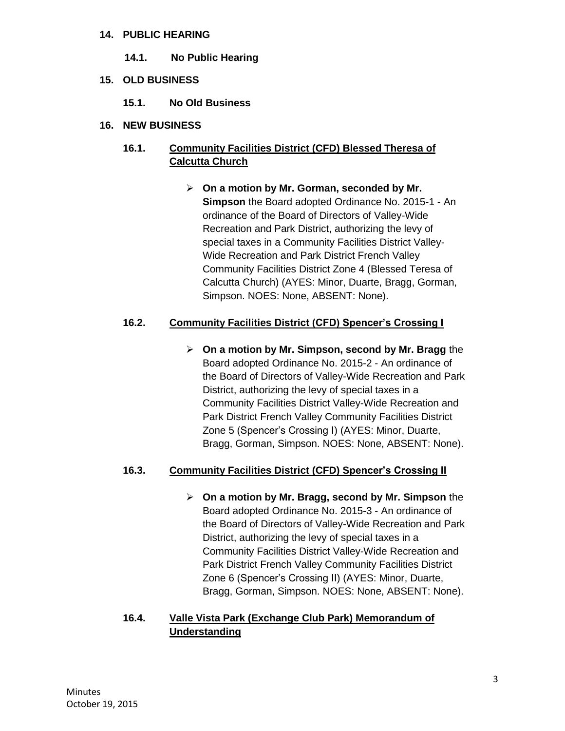## 14. PUBLIC HEARING

### 14.1. No Public Hearing

## 15. OLD BUSINESS

### 15.1. No Old Business

## 16. NEW BUSINESS

### 16.1. Community Facilities District (CFD) Blessed Theresa of Calcutta Church

- **On a motion by Mr. Gorman, seconded by Mr. Simpson** the Board adopted Ordinance No. 2015-1 - An ordinance of the Board of Directors of Valley-Wide Recreation and Park District, authorizing the levy of special taxes in a Community Facilities District Valley-Wide Recreation and Park District French Valley Community Facilities District Zone 4 (Blessed Teresa of Calcutta Church) (AYES: Minor, Duarte, Bragg, Gorman, Simpson. NOES: None, ABSENT: None).

### 16.2. Community Facilities District (CFD) Spencer's Crossing I

- **On a motion by Mr. Simpson, second by Mr. Bragg** the Board adopted Ordinance No. 2015-2 - An ordinance of the Board of Directors of Valley-Wide Recreation and Park District, authorizing the levy of special taxes in a Community Facilities District Valley-Wide Recreation and Park District French Valley Community Facilities District Zone 5 (Spencer's Crossing I) (AYES: Minor, Duarte, Bragg, Gorman, Simpson. NOES: None, ABSENT: None).

### 16.3. Community Facilities District (CFD) Spencer's Crossing II

- **On a motion by Mr. Bragg, second by Mr. Simpson** the Board adopted Ordinance No. 2015-3 - An ordinance of the Board of Directors of Valley-Wide Recreation and Park District, authorizing the levy of special taxes in a Community Facilities District Valley-Wide Recreation and Park District French Valley Community Facilities District Zone 6 (Spencer's Crossing II) (AYES: Minor, Duarte, Bragg, Gorman, Simpson. NOES: None, ABSENT: None).

### 16.4. Valle Vista Park (Exchange Club Park) Memorandum of Understanding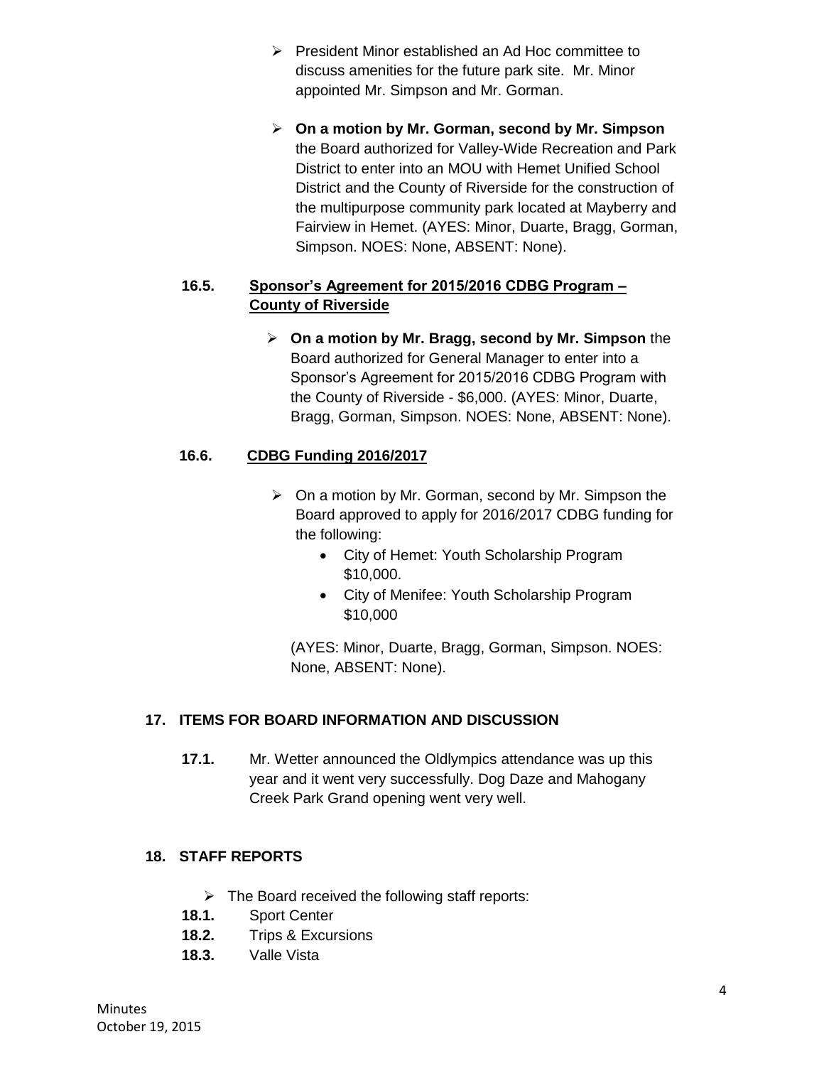- President Minor established an Ad Hoc committee to discuss amenities for the future park site. Mr. Minor appointed Mr. Simpson and Mr. Gorman.

- **On a motion by Mr. Gorman, second by Mr. Simpson** the Board authorized for Valley-Wide Recreation and Park District to enter into an MOU with Hemet Unified School District and the County of Riverside for the construction of the multipurpose community park located at Mayberry and Fairview in Hemet. (AYES: Minor, Duarte, Bragg, Gorman, Simpson. NOES: None, ABSENT: None).

### 16.5. Sponsor's Agreement for 2015/2016 CDBG Program – County of Riverside

- **On a motion by Mr. Bragg, second by Mr. Simpson** the Board authorized for General Manager to enter into a Sponsor's Agreement for 2015/2016 CDBG Program with the County of Riverside - $6,000. (AYES: Minor, Duarte, Bragg, Gorman, Simpson. NOES: None, ABSENT: None).

### 16.6. CDBG Funding 2016/2017

- On a motion by Mr. Gorman, second by Mr. Simpson the Board approved to apply for 2016/2017 CDBG funding for the following:
  - City of Hemet: Youth Scholarship Program $10,000.
  - City of Menifee: Youth Scholarship Program $10,000

  (AYES: Minor, Duarte, Bragg, Gorman, Simpson. NOES: None, ABSENT: None).

## 17. ITEMS FOR BOARD INFORMATION AND DISCUSSION

**17.1.** Mr. Wetter announced the Oldlympics attendance was up this year and it went very successfully. Dog Daze and Mahogany Creek Park Grand opening went very well.

## 18. STAFF REPORTS

- The Board received the following staff reports:

**18.1.** Sport Center
**18.2.** Trips & Excursions
**18.3.** Valle Vista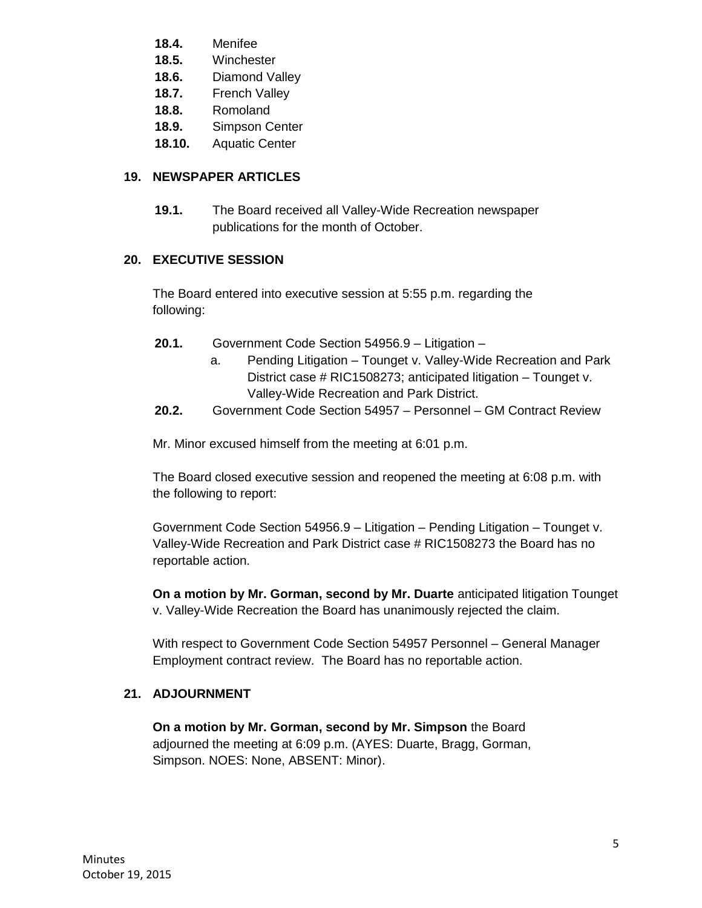- **18.4.** Menifee
- **18.5.** Winchester
- **18.6.** Diamond Valley
- **18.7.** French Valley
- **18.8.** Romoland
- **18.9.** Simpson Center
- **18.10.** Aquatic Center

## 19. NEWSPAPER ARTICLES

**19.1.** The Board received all Valley-Wide Recreation newspaper publications for the month of October.

## 20. EXECUTIVE SESSION

The Board entered into executive session at 5:55 p.m. regarding the following:

**20.1.** Government Code Section 54956.9 – Litigation –

a. Pending Litigation – Tounget v. Valley-Wide Recreation and Park District case # RIC1508273; anticipated litigation – Tounget v. Valley-Wide Recreation and Park District.

**20.2.** Government Code Section 54957 – Personnel – GM Contract Review

Mr. Minor excused himself from the meeting at 6:01 p.m.

The Board closed executive session and reopened the meeting at 6:08 p.m. with the following to report:

Government Code Section 54956.9 – Litigation – Pending Litigation – Tounget v. Valley-Wide Recreation and Park District case # RIC1508273 the Board has no reportable action.

**On a motion by Mr. Gorman, second by Mr. Duarte** anticipated litigation Tounget v. Valley-Wide Recreation the Board has unanimously rejected the claim.

With respect to Government Code Section 54957 Personnel – General Manager Employment contract review. The Board has no reportable action.

## 21. ADJOURNMENT

**On a motion by Mr. Gorman, second by Mr. Simpson** the Board adjourned the meeting at 6:09 p.m. (AYES: Duarte, Bragg, Gorman, Simpson. NOES: None, ABSENT: Minor).

Minutes
October 19, 2015